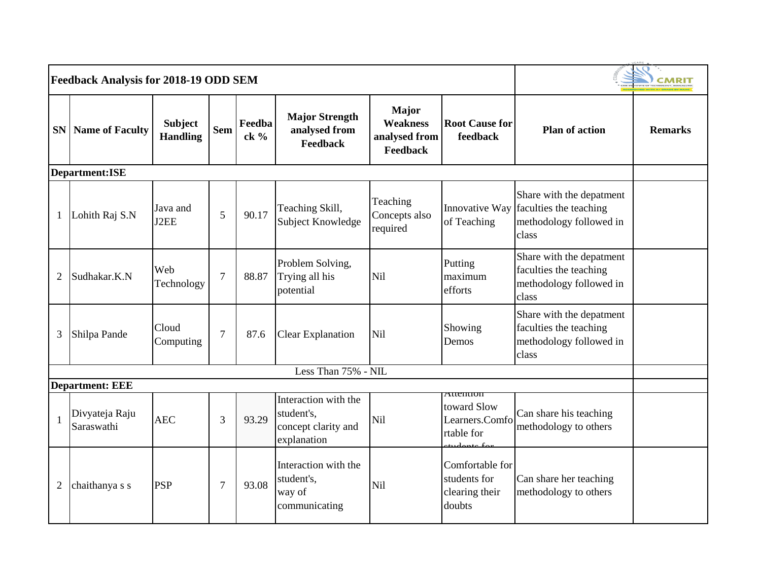## Feedback Analysis for 2018-19 ODD SEM

| SN | Name of Faculty | Subject Handling | Sem | Feedback % | Major Strength analysed from Feedback | Major Weakness analysed from Feedback | Root Cause for feedback | Plan of action | Remarks |
|---|---|---|---|---|---|---|---|---|---|
| **Department:ISE** | | | | | | | | | |
| 1 | Lohith Raj S.N | Java and J2EE | 5 | 90.17 | Teaching Skill, Subject Knowledge | Teaching Concepts also required | Innovative Way of Teaching | Share with the depatment faculties the teaching methodology followed in class | |
| 2 | Sudhakar.K.N | Web Technology | 7 | 88.87 | Problem Solving, Trying all his potential | Nil | Putting maximum efforts | Share with the depatment faculties the teaching methodology followed in class | |
| 3 | Shilpa Pande | Cloud Computing | 7 | 87.6 | Clear Explanation | Nil | Showing Demos | Share with the depatment faculties the teaching methodology followed in class | |
| Less Than 75% - NIL | | | | | | | | | |
| **Department: EEE** | | | | | | | | | |
| 1 | Divyateja Raju Saraswathi | AEC | 3 | 93.29 | Interaction with the student's, concept clarity and explanation | Nil | Attention toward Slow Learners.Comfortable for students for | Can share his teaching methodology to others | |
| 2 | chaithanya s s | PSP | 7 | 93.08 | Interaction with the student's, way of communicating | Nil | Comfortable for students for clearing their doubts | Can share her teaching methodology to others | |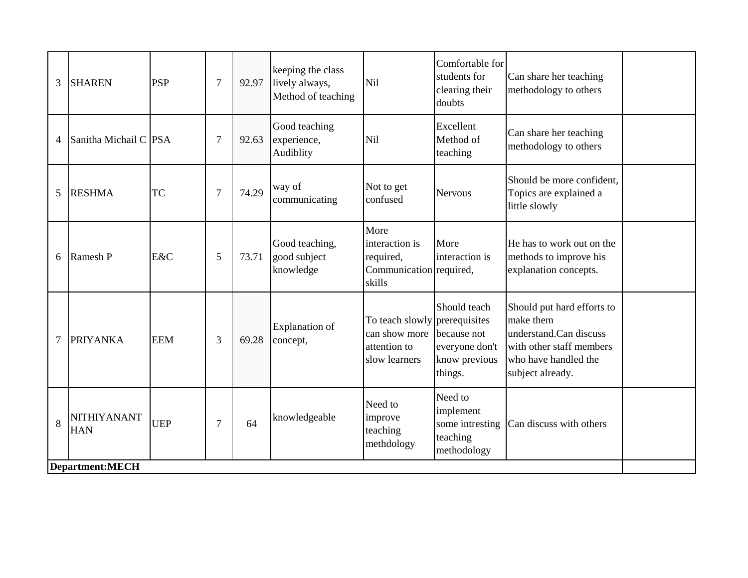| | | | | | | | | | |
|---|---|---|---|---|---|---|---|---|---|
| 3 | SHAREN | PSP | 7 | 92.97 | keeping the class lively always, Method of teaching | Nil | Comfortable for students for clearing their doubts | Can share her teaching methodology to others | |
| 4 | Sanitha Michail C | PSA | 7 | 92.63 | Good teaching experience, Audiblity | Nil | Excellent Method of teaching | Can share her teaching methodology to others | |
| 5 | RESHMA | TC | 7 | 74.29 | way of communicating | Not to get confused | Nervous | Should be more confident, Topics are explained a little slowly | |
| 6 | Ramesh P | E&C | 5 | 73.71 | Good teaching, good subject knowledge | More interaction is required, Communication skills | More interaction is required, | He has to work out on the methods to improve his explanation concepts. | |
| 7 | PRIYANKA | EEM | 3 | 69.28 | Explanation of concept, | To teach slowly can show more attention to slow learners | Should teach prerequisites because not everyone don't know previous things. | Should put hard efforts to make them understand.Can discuss with other staff members who have handled the subject already. | |
| 8 | NITHIYANANTHAN | UEP | 7 | 64 | knowledgeable | Need to improve teaching methdology | Need to implement some intresting teaching methodology | Can discuss with others | |
| **Department:MECH** | | | | | | | | | |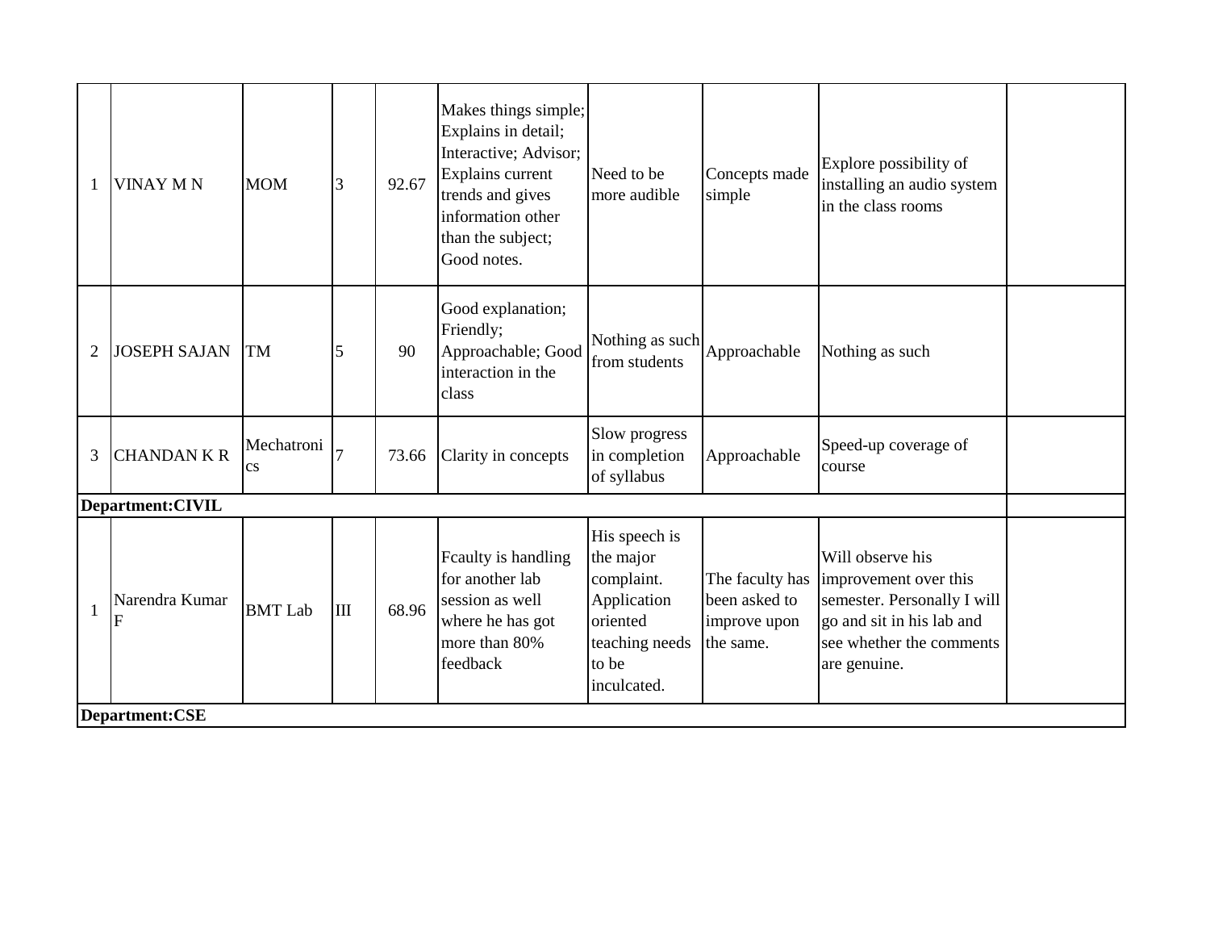| | | | | | | | | | |
|---|---|---|---|---|---|---|---|---|---|
| 1 | VINAY M N | MOM | 3 | 92.67 | Makes things simple; Explains in detail; Interactive; Advisor; Explains current trends and gives information other than the subject; Good notes. | Need to be more audible | Concepts made simple | Explore possibility of installing an audio system in the class rooms | |
| 2 | JOSEPH SAJAN | TM | 5 | 90 | Good explanation; Friendly; Approachable; Good interaction in the class | Nothing as such from students | Approachable | Nothing as such | |
| 3 | CHANDAN K R | Mechatronics | 7 | 73.66 | Clarity in concepts | Slow progress in completion of syllabus | Approachable | Speed-up coverage of course | |
| **Department:CIVIL** | | | | | | | | | |
| 1 | Narendra Kumar F | BMT Lab | III | 68.96 | Fcaulty is handling for another lab session as well where he has got more than 80% feedback | His speech is the major complaint. Application oriented teaching needs to be inculcated. | The faculty has been asked to improve upon the same. | Will observe his improvement over this semester. Personally I will go and sit in his lab and see whether the comments are genuine. | |
| **Department:CSE** | | | | | | | | | |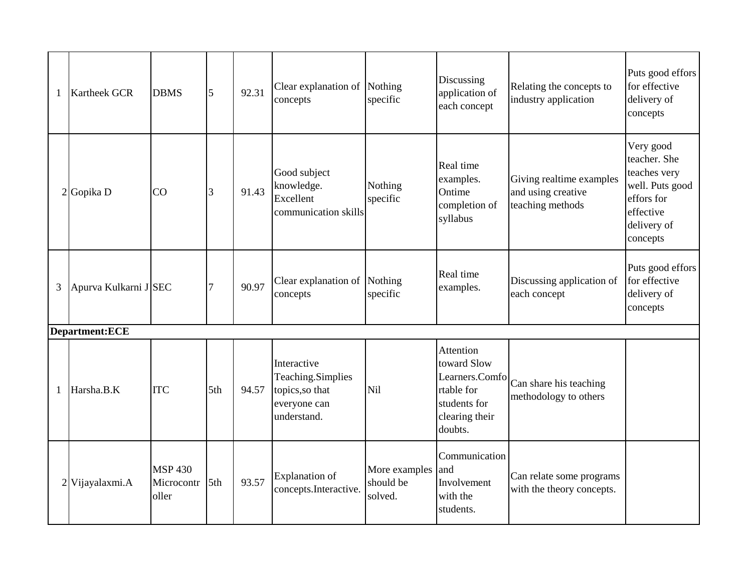| | | | | | | | | | |
|---|---|---|---|---|---|---|---|---|---|
| 1 | Kartheek GCR | DBMS | 5 | 92.31 | Clear explanation of concepts | Nothing specific | Discussing application of each concept | Relating the concepts to industry application | Puts good effors for effective delivery of concepts |
| 2 | Gopika D | CO | 3 | 91.43 | Good subject knowledge. Excellent communication skills | Nothing specific | Real time examples. Ontime completion of syllabus | Giving realtime examples and using creative teaching methods | Very good teacher. She teaches very well. Puts good effors for effective delivery of concepts |
| 3 | Apurva Kulkarni J | SEC | 7 | 90.97 | Clear explanation of concepts | Nothing specific | Real time examples. | Discussing application of each concept | Puts good effors for effective delivery of concepts |
| **Department:ECE** | | | | | | | | | |
| 1 | Harsha.B.K | ITC | 5th | 94.57 | Interactive Teaching.Simplies topics,so that everyone can understand. | Nil | Attention toward Slow Learners.Comfortable for students for clearing their doubts. | Can share his teaching methodology to others | |
| 2 | Vijayalaxmi.A | MSP 430 Microcontroller | 5th | 93.57 | Explanation of concepts.Interactive. | More examples should be solved. | Communication and Involvement with the students. | Can relate some programs with the theory concepts. | |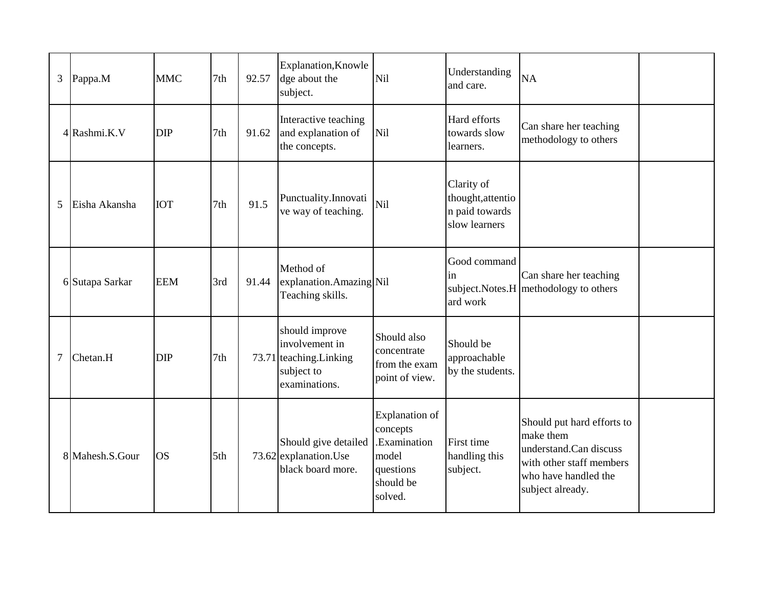| | | | | | | | | | |
|---|---|---|---|---|---|---|---|---|---|
| 3 | Pappa.M | MMC | 7th | 92.57 | Explanation,Knowledge about the subject. | Nil | Understanding and care. | NA | |
| 4 | Rashmi.K.V | DIP | 7th | 91.62 | Interactive teaching and explanation of the concepts. | Nil | Hard efforts towards slow learners. | Can share her teaching methodology to others | |
| 5 | Eisha Akansha | IOT | 7th | 91.5 | Punctuality.Innovative way of teaching. | Nil | Clarity of thought,attention paid towards slow learners | | |
| 6 | Sutapa Sarkar | EEM | 3rd | 91.44 | Method of explanation.Amazing Teaching skills. | Nil | Good command in subject.Notes.Hard work | Can share her teaching methodology to others | |
| 7 | Chetan.H | DIP | 7th | 73.71 | should improve involvement in teaching.Linking subject to examinations. | Should also concentrate from the exam point of view. | Should be approachable by the students. | | |
| 8 | Mahesh.S.Gour | OS | 5th | 73.62 | Should give detailed explanation.Use black board more. | Explanation of concepts .Examination model questions should be solved. | First time handling this subject. | Should put hard efforts to make them understand.Can discuss with other staff members who have handled the subject already. | |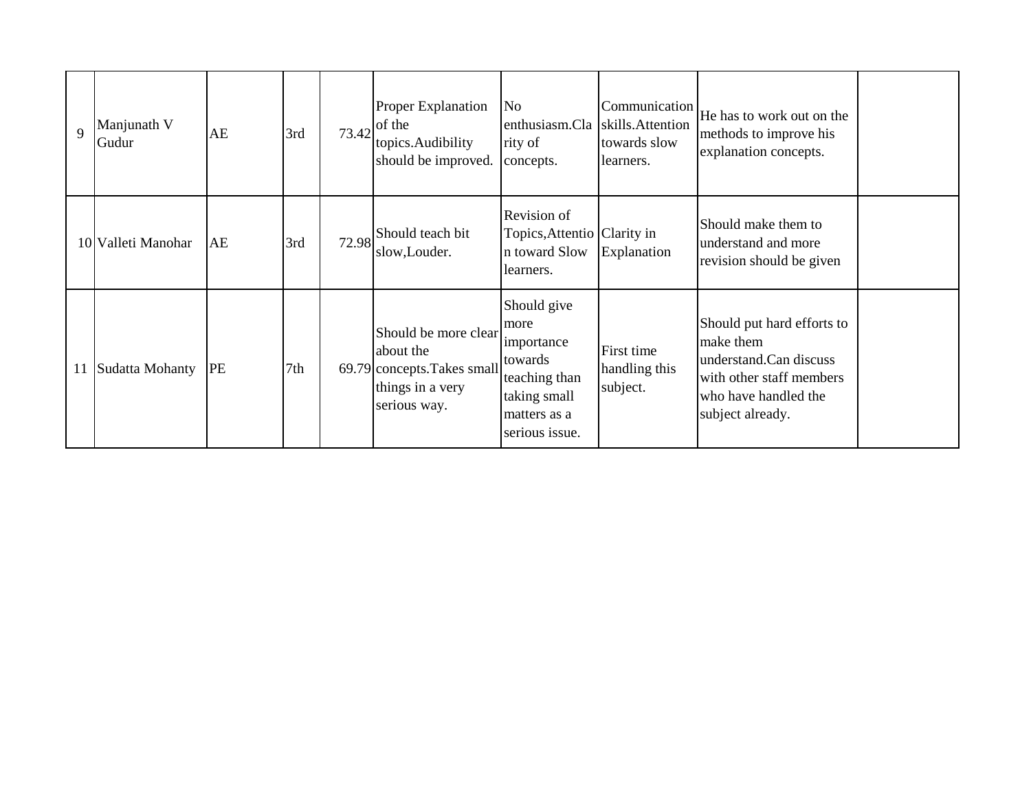| | | | | | | | | | |
|---|---|---|---|---|---|---|---|---|---|
| 9 | Manjunath V Gudur | AE | 3rd | 73.42 | Proper Explanation of the topics.Audibility should be improved. | No enthusiasm.Clarity of concepts. | Communication skills.Attention towards slow learners. | He has to work out on the methods to improve his explanation concepts. | |
| 10 | Valleti Manohar | AE | 3rd | 72.98 | Should teach bit slow,Louder. | Revision of Topics,Attention toward Slow learners. | Clarity in Explanation | Should make them to understand and more revision should be given | |
| 11 | Sudatta Mohanty | PE | 7th | 69.79 | Should be more clear about the concepts.Takes small things in a very serious way. | Should give more importance towards teaching than taking small matters as a serious issue. | First time handling this subject. | Should put hard efforts to make them understand.Can discuss with other staff members who have handled the subject already. | |